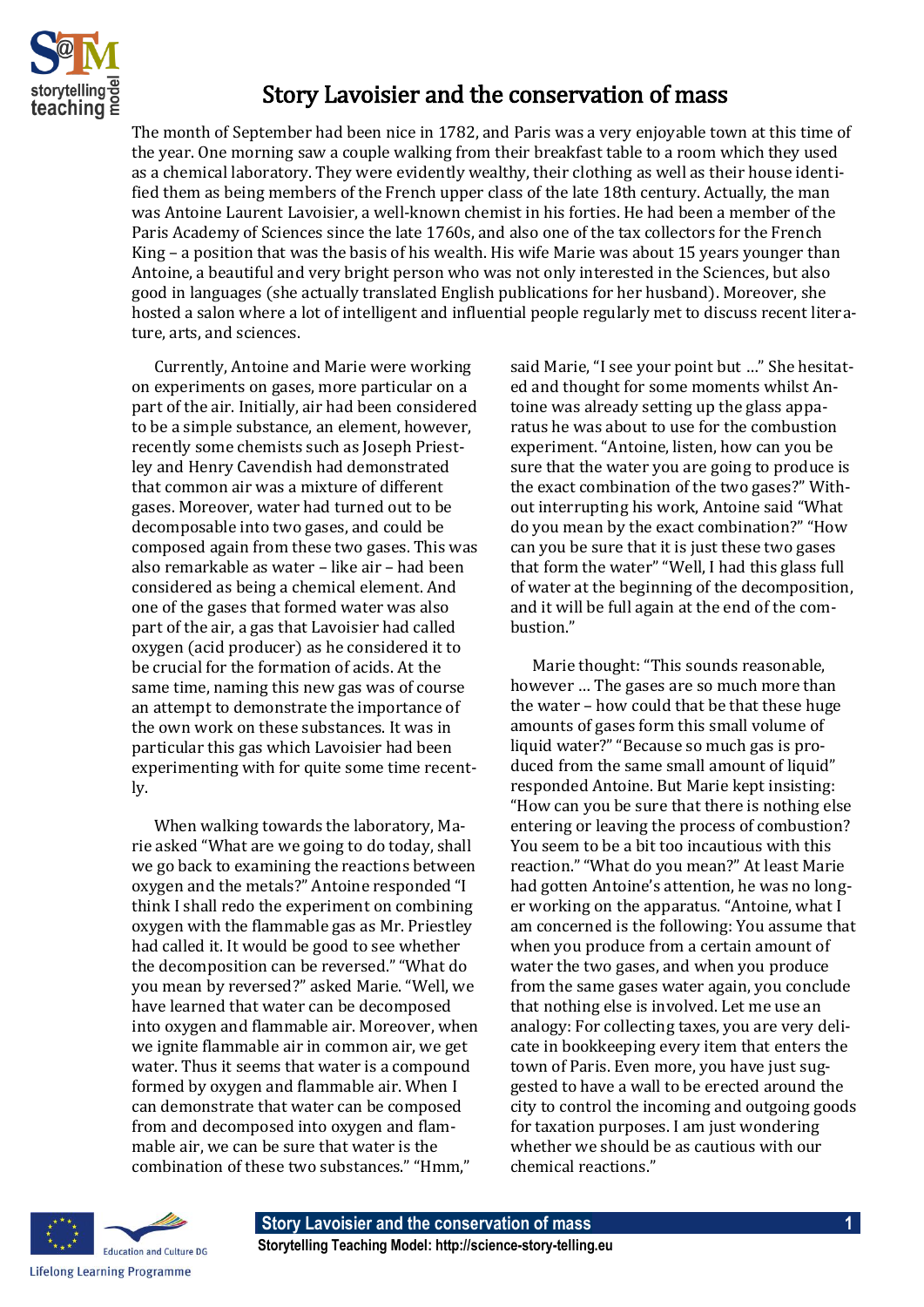# Story Lavoisier and the conservation of mass

The month of September had been nice in 1782, and Paris was a very enjoyable town at this time of the year. One morning saw a couple walking from their breakfast table to a room which they used as a chemical laboratory. They were evidently wealthy, their clothing as well as their house identified them as being members of the French upper class of the late 18th century. Actually, the man was Antoine Laurent Lavoisier, a well-known chemist in his forties. He had been a member of the Paris Academy of Sciences since the late 1760s, and also one of the tax collectors for the French King – a position that was the basis of his wealth. His wife Marie was about 15 years younger than Antoine, a beautiful and very bright person who was not only interested in the Sciences, but also good in languages (she actually translated English publications for her husband). Moreover, she hosted a salon where a lot of intelligent and influential people regularly met to discuss recent literature, arts, and sciences.

Currently, Antoine and Marie were working on experiments on gases, more particular on a part of the air. Initially, air had been considered to be a simple substance, an element, however, recently some chemists such as Joseph Priestley and Henry Cavendish had demonstrated that common air was a mixture of different gases. Moreover, water had turned out to be decomposable into two gases, and could be composed again from these two gases. This was also remarkable as water – like air – had been considered as being a chemical element. And one of the gases that formed water was also part of the air, a gas that Lavoisier had called oxygen (acid producer) as he considered it to be crucial for the formation of acids. At the same time, naming this new gas was of course an attempt to demonstrate the importance of the own work on these substances. It was in particular this gas which Lavoisier had been experimenting with for quite some time recently.

When walking towards the laboratory, Marie asked "What are we going to do today, shall we go back to examining the reactions between oxygen and the metals?" Antoine responded "I think I shall redo the experiment on combining oxygen with the flammable gas as Mr. Priestley had called it. It would be good to see whether the decomposition can be reversed." "What do you mean by reversed?" asked Marie. "Well, we have learned that water can be decomposed into oxygen and flammable air. Moreover, when we ignite flammable air in common air, we get water. Thus it seems that water is a compound formed by oxygen and flammable air. When I can demonstrate that water can be composed from and decomposed into oxygen and flammable air, we can be sure that water is the combination of these two substances." "Hmm," said Marie, "I see your point but …" She hesitated and thought for some moments whilst Antoine was already setting up the glass apparatus he was about to use for the combustion experiment. "Antoine, listen, how can you be sure that the water you are going to produce is the exact combination of the two gases?" Without interrupting his work, Antoine said "What do you mean by the exact combination?" "How can you be sure that it is just these two gases that form the water" "Well, I had this glass full of water at the beginning of the decomposition, and it will be full again at the end of the combustion."

Marie thought: "This sounds reasonable, however … The gases are so much more than the water – how could that be that these huge amounts of gases form this small volume of liquid water?" "Because so much gas is produced from the same small amount of liquid" responded Antoine. But Marie kept insisting: "How can you be sure that there is nothing else entering or leaving the process of combustion? You seem to be a bit too incautious with this reaction." "What do you mean?" At least Marie had gotten Antoine's attention, he was no longer working on the apparatus. "Antoine, what I am concerned is the following: You assume that when you produce from a certain amount of water the two gases, and when you produce from the same gases water again, you conclude that nothing else is involved. Let me use an analogy: For collecting taxes, you are very delicate in bookkeeping every item that enters the town of Paris. Even more, you have just suggested to have a wall to be erected around the city to control the incoming and outgoing goods for taxation purposes. I am just wondering whether we should be as cautious with our chemical reactions."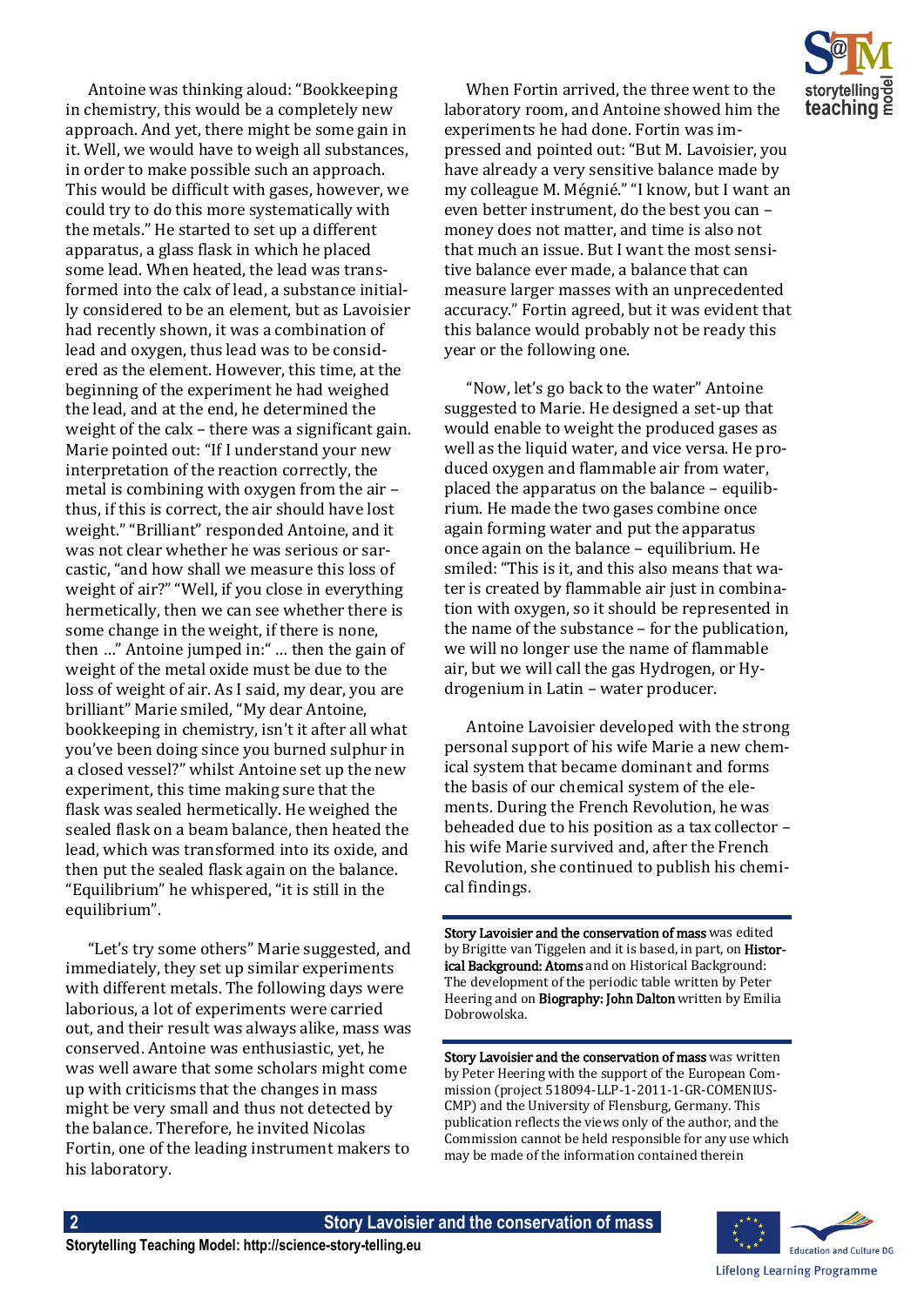Antoine was thinking aloud: "Bookkeeping in chemistry, this would be a completely new approach. And yet, there might be some gain in it. Well, we would have to weigh all substances, in order to make possible such an approach. This would be difficult with gases, however, we could try to do this more systematically with the metals." He started to set up a different apparatus, a glass flask in which he placed some lead. When heated, the lead was transformed into the calx of lead, a substance initially considered to be an element, but as Lavoisier had recently shown, it was a combination of lead and oxygen, thus lead was to be considered as the element. However, this time, at the beginning of the experiment he had weighed the lead, and at the end, he determined the weight of the calx – there was a significant gain. Marie pointed out: "If I understand your new interpretation of the reaction correctly, the metal is combining with oxygen from the air – thus, if this is correct, the air should have lost weight." "Brilliant" responded Antoine, and it was not clear whether he was serious or sarcastic, "and how shall we measure this loss of weight of air?" "Well, if you close in everything hermetically, then we can see whether there is some change in the weight, if there is none, then …" Antoine jumped in:" … then the gain of weight of the metal oxide must be due to the loss of weight of air. As I said, my dear, you are brilliant" Marie smiled, "My dear Antoine, bookkeeping in chemistry, isn't it after all what you've been doing since you burned sulphur in a closed vessel?" whilst Antoine set up the new experiment, this time making sure that the flask was sealed hermetically. He weighed the sealed flask on a beam balance, then heated the lead, which was transformed into its oxide, and then put the sealed flask again on the balance. "Equilibrium" he whispered, "it is still in the equilibrium".

"Let's try some others" Marie suggested, and immediately, they set up similar experiments with different metals. The following days were laborious, a lot of experiments were carried out, and their result was always alike, mass was conserved. Antoine was enthusiastic, yet, he was well aware that some scholars might come up with criticisms that the changes in mass might be very small and thus not detected by the balance. Therefore, he invited Nicolas Fortin, one of the leading instrument makers to his laboratory.

When Fortin arrived, the three went to the laboratory room, and Antoine showed him the experiments he had done. Fortin was impressed and pointed out: "But M. Lavoisier, you have already a very sensitive balance made by my colleague M. Mégnié." "I know, but I want an even better instrument, do the best you can – money does not matter, and time is also not that much an issue. But I want the most sensitive balance ever made, a balance that can measure larger masses with an unprecedented accuracy." Fortin agreed, but it was evident that this balance would probably not be ready this year or the following one.

"Now, let's go back to the water" Antoine suggested to Marie. He designed a set-up that would enable to weight the produced gases as well as the liquid water, and vice versa. He produced oxygen and flammable air from water, placed the apparatus on the balance – equilibrium. He made the two gases combine once again forming water and put the apparatus once again on the balance – equilibrium. He smiled: "This is it, and this also means that water is created by flammable air just in combination with oxygen, so it should be represented in the name of the substance – for the publication, we will no longer use the name of flammable air, but we will call the gas Hydrogen, or Hydrogenium in Latin – water producer.

Antoine Lavoisier developed with the strong personal support of his wife Marie a new chemical system that became dominant and forms the basis of our chemical system of the elements. During the French Revolution, he was beheaded due to his position as a tax collector – his wife Marie survived and, after the French Revolution, she continued to publish his chemical findings.

---

**Story Lavoisier and the conservation of mass** was edited by Brigitte van Tiggelen and it is based, in part, on **Historical Background: Atoms** and on Historical Background: The development of the periodic table written by Peter Heering and on **Biography: John Dalton** written by Emilia Dobrowolska.

---

**Story Lavoisier and the conservation of mass** was written by Peter Heering with the support of the European Commission (project 518094-LLP-1-2011-1-GR-COMENIUS-CMP) and the University of Flensburg, Germany. This publication reflects the views only of the author, and the Commission cannot be held responsible for any use which may be made of the information contained therein